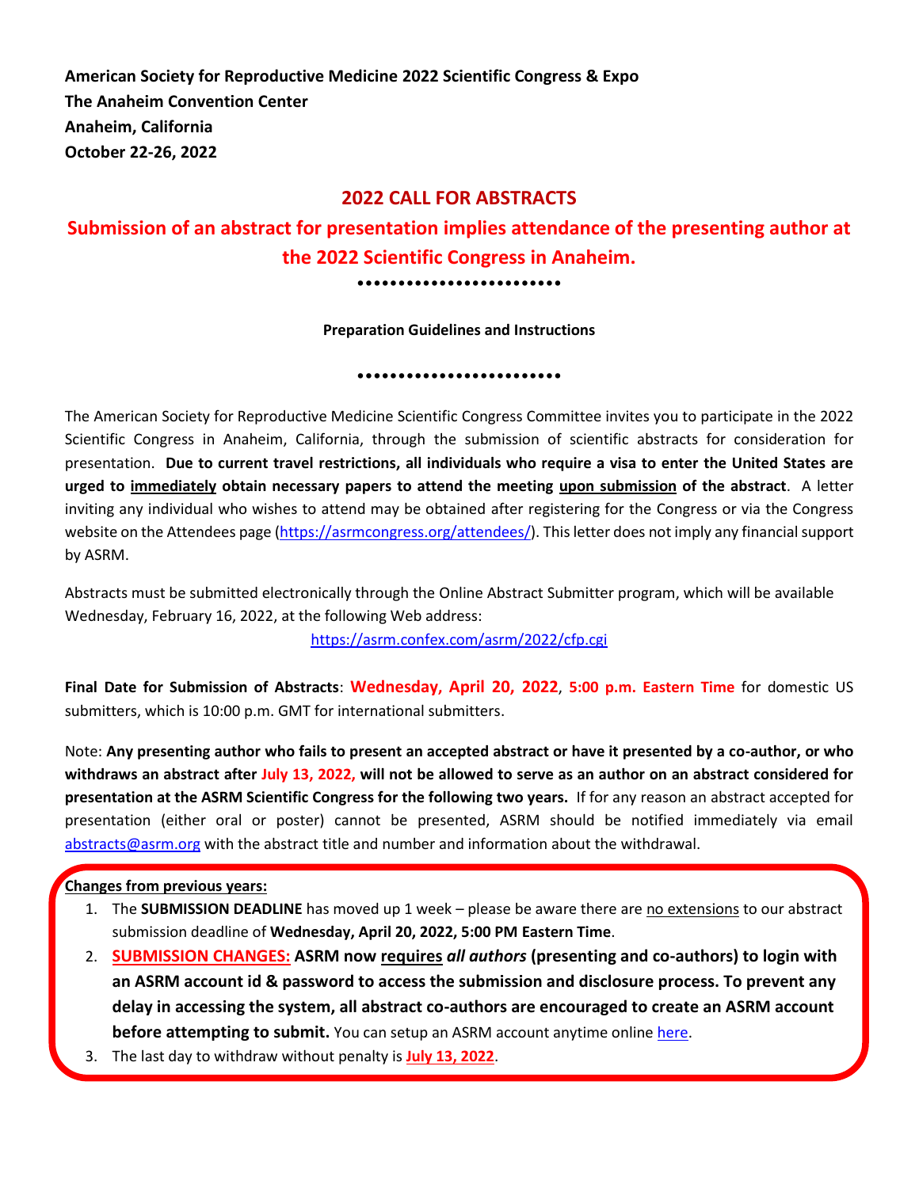**American Society for Reproductive Medicine 2022 Scientific Congress & Expo**
**The Anaheim Convention Center**
**Anaheim, California**
**October 22-26, 2022**

## 2022 CALL FOR ABSTRACTS

## Submission of an abstract for presentation implies attendance of the presenting author at the 2022 Scientific Congress in Anaheim.

••••••••••••••••••••••••

**Preparation Guidelines and Instructions**

••••••••••••••••••••••••

The American Society for Reproductive Medicine Scientific Congress Committee invites you to participate in the 2022 Scientific Congress in Anaheim, California, through the submission of scientific abstracts for consideration for presentation. **Due to current travel restrictions, all individuals who require a visa to enter the United States are urged to immediately obtain necessary papers to attend the meeting upon submission of the abstract**. A letter inviting any individual who wishes to attend may be obtained after registering for the Congress or via the Congress website on the Attendees page (https://asrmcongress.org/attendees/). This letter does not imply any financial support by ASRM.

Abstracts must be submitted electronically through the Online Abstract Submitter program, which will be available Wednesday, February 16, 2022, at the following Web address:

https://asrm.confex.com/asrm/2022/cfp.cgi

**Final Date for Submission of Abstracts**: **Wednesday, April 20, 2022**, **5:00 p.m. Eastern Time** for domestic US submitters, which is 10:00 p.m. GMT for international submitters.

Note: **Any presenting author who fails to present an accepted abstract or have it presented by a co-author, or who withdraws an abstract after July 13, 2022, will not be allowed to serve as an author on an abstract considered for presentation at the ASRM Scientific Congress for the following two years.** If for any reason an abstract accepted for presentation (either oral or poster) cannot be presented, ASRM should be notified immediately via email abstracts@asrm.org with the abstract title and number and information about the withdrawal.

**Changes from previous years:**

1. The **SUBMISSION DEADLINE** has moved up 1 week – please be aware there are no extensions to our abstract submission deadline of **Wednesday, April 20, 2022, 5:00 PM Eastern Time**.
2. **SUBMISSION CHANGES: ASRM now requires *all authors* (presenting and co-authors) to login with an ASRM account id & password to access the submission and disclosure process. To prevent any delay in accessing the system, all abstract co-authors are encouraged to create an ASRM account before attempting to submit.** You can setup an ASRM account anytime online here.
3. The last day to withdraw without penalty is **July 13, 2022**.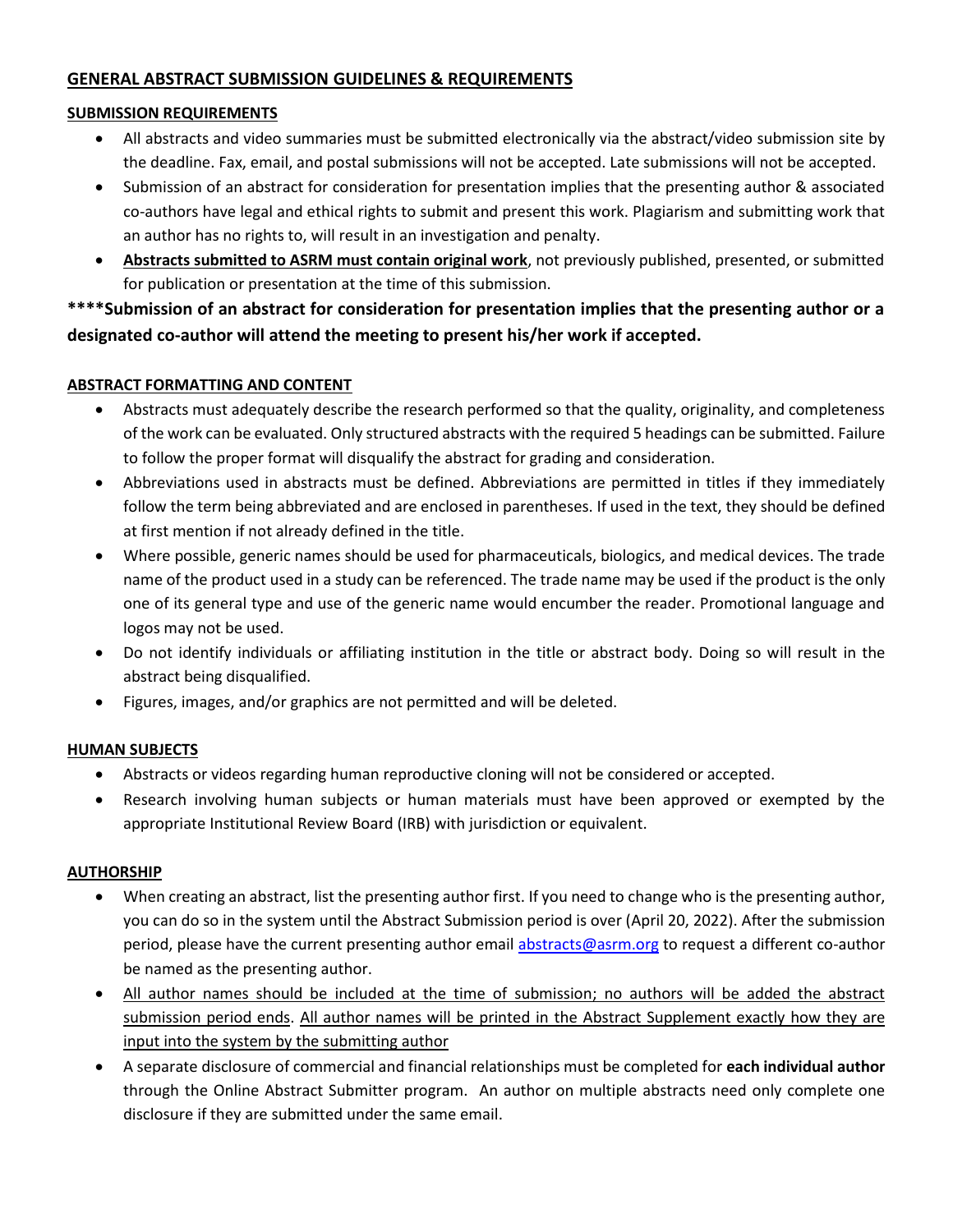## GENERAL ABSTRACT SUBMISSION GUIDELINES & REQUIREMENTS

### SUBMISSION REQUIREMENTS

- All abstracts and video summaries must be submitted electronically via the abstract/video submission site by the deadline. Fax, email, and postal submissions will not be accepted. Late submissions will not be accepted.
- Submission of an abstract for consideration for presentation implies that the presenting author & associated co-authors have legal and ethical rights to submit and present this work. Plagiarism and submitting work that an author has no rights to, will result in an investigation and penalty.
- **Abstracts submitted to ASRM must contain original work**, not previously published, presented, or submitted for publication or presentation at the time of this submission.

**\*\*\*\*Submission of an abstract for consideration for presentation implies that the presenting author or a designated co-author will attend the meeting to present his/her work if accepted.**

### ABSTRACT FORMATTING AND CONTENT

- Abstracts must adequately describe the research performed so that the quality, originality, and completeness of the work can be evaluated. Only structured abstracts with the required 5 headings can be submitted. Failure to follow the proper format will disqualify the abstract for grading and consideration.
- Abbreviations used in abstracts must be defined. Abbreviations are permitted in titles if they immediately follow the term being abbreviated and are enclosed in parentheses. If used in the text, they should be defined at first mention if not already defined in the title.
- Where possible, generic names should be used for pharmaceuticals, biologics, and medical devices. The trade name of the product used in a study can be referenced. The trade name may be used if the product is the only one of its general type and use of the generic name would encumber the reader. Promotional language and logos may not be used.
- Do not identify individuals or affiliating institution in the title or abstract body. Doing so will result in the abstract being disqualified.
- Figures, images, and/or graphics are not permitted and will be deleted.

### HUMAN SUBJECTS

- Abstracts or videos regarding human reproductive cloning will not be considered or accepted.
- Research involving human subjects or human materials must have been approved or exempted by the appropriate Institutional Review Board (IRB) with jurisdiction or equivalent.

### AUTHORSHIP

- When creating an abstract, list the presenting author first. If you need to change who is the presenting author, you can do so in the system until the Abstract Submission period is over (April 20, 2022). After the submission period, please have the current presenting author email abstracts@asrm.org to request a different co-author be named as the presenting author.
- All author names should be included at the time of submission; no authors will be added the abstract submission period ends. All author names will be printed in the Abstract Supplement exactly how they are input into the system by the submitting author
- A separate disclosure of commercial and financial relationships must be completed for **each individual author** through the Online Abstract Submitter program. An author on multiple abstracts need only complete one disclosure if they are submitted under the same email.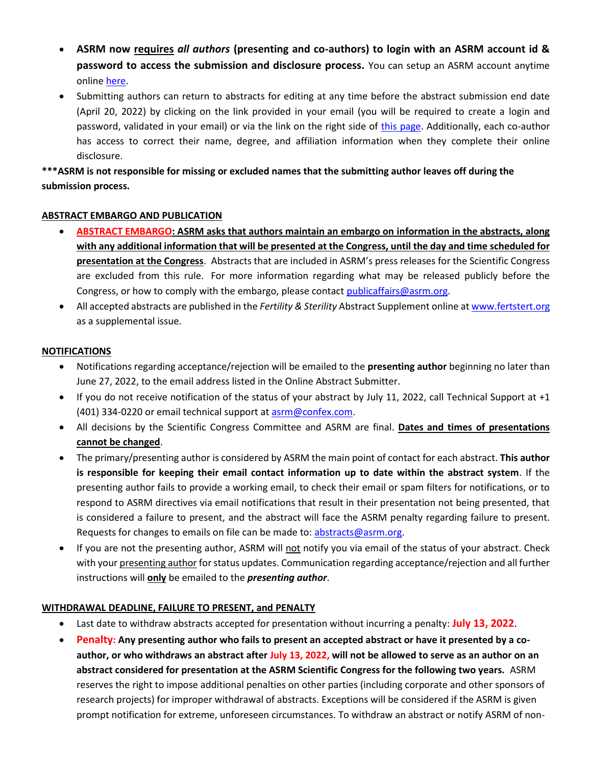- **ASRM now <u>requires</u> *all authors* (presenting and co-authors) to login with an ASRM account id & password to access the submission and disclosure process.** You can setup an ASRM account anytime online [here](#).
- Submitting authors can return to abstracts for editing at any time before the abstract submission end date (April 20, 2022) by clicking on the link provided in your email (you will be required to create a login and password, validated in your email) or via the link on the right side of [this page](#). Additionally, each co-author has access to correct their name, degree, and affiliation information when they complete their online disclosure.

**\*\*\*ASRM is not responsible for missing or excluded names that the submitting author leaves off during the submission process.**

## <u>ABSTRACT EMBARGO AND PUBLICATION</u>

- **<u>ABSTRACT EMBARGO: ASRM asks that authors maintain an embargo on information in the abstracts, along with any additional information that will be presented at the Congress, until the day and time scheduled for presentation at the Congress</u>**. Abstracts that are included in ASRM's press releases for the Scientific Congress are excluded from this rule. For more information regarding what may be released publicly before the Congress, or how to comply with the embargo, please contact publicaffairs@asrm.org.
- All accepted abstracts are published in the *Fertility & Sterility* Abstract Supplement online at www.fertstert.org as a supplemental issue.

## <u>NOTIFICATIONS</u>

- Notifications regarding acceptance/rejection will be emailed to the **presenting author** beginning no later than June 27, 2022, to the email address listed in the Online Abstract Submitter.
- If you do not receive notification of the status of your abstract by July 11, 2022, call Technical Support at +1 (401) 334-0220 or email technical support at asrm@confex.com.
- All decisions by the Scientific Congress Committee and ASRM are final. **<u>Dates and times of presentations cannot be changed</u>**.
- The primary/presenting author is considered by ASRM the main point of contact for each abstract. **This author is responsible for keeping their email contact information up to date within the abstract system**. If the presenting author fails to provide a working email, to check their email or spam filters for notifications, or to respond to ASRM directives via email notifications that result in their presentation not being presented, that is considered a failure to present, and the abstract will face the ASRM penalty regarding failure to present. Requests for changes to emails on file can be made to: abstracts@asrm.org.
- If you are not the presenting author, ASRM will <u>not</u> notify you via email of the status of your abstract. Check with your <u>presenting author</u> for status updates. Communication regarding acceptance/rejection and all further instructions will **<u>only</u>** be emailed to the ***presenting author***.

## <u>WITHDRAWAL DEADLINE, FAILURE TO PRESENT, and PENALTY</u>

- Last date to withdraw abstracts accepted for presentation without incurring a penalty: **July 13, 2022**.
- **Penalty: Any presenting author who fails to present an accepted abstract or have it presented by a co-author, or who withdraws an abstract after July 13, 2022, will not be allowed to serve as an author on an abstract considered for presentation at the ASRM Scientific Congress for the following two years.** ASRM reserves the right to impose additional penalties on other parties (including corporate and other sponsors of research projects) for improper withdrawal of abstracts. Exceptions will be considered if the ASRM is given prompt notification for extreme, unforeseen circumstances. To withdraw an abstract or notify ASRM of non-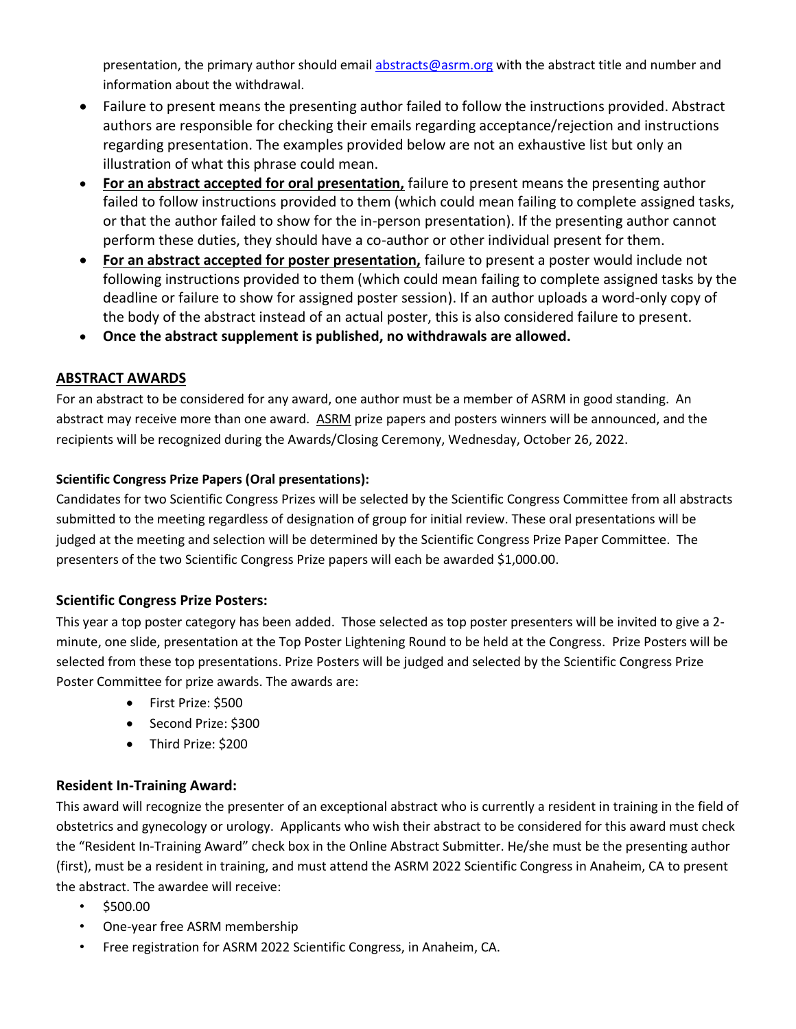presentation, the primary author should email abstracts@asrm.org with the abstract title and number and information about the withdrawal.

- Failure to present means the presenting author failed to follow the instructions provided. Abstract authors are responsible for checking their emails regarding acceptance/rejection and instructions regarding presentation. The examples provided below are not an exhaustive list but only an illustration of what this phrase could mean.
- **For an abstract accepted for oral presentation,** failure to present means the presenting author failed to follow instructions provided to them (which could mean failing to complete assigned tasks, or that the author failed to show for the in-person presentation). If the presenting author cannot perform these duties, they should have a co-author or other individual present for them.
- **For an abstract accepted for poster presentation,** failure to present a poster would include not following instructions provided to them (which could mean failing to complete assigned tasks by the deadline or failure to show for assigned poster session). If an author uploads a word-only copy of the body of the abstract instead of an actual poster, this is also considered failure to present.
- **Once the abstract supplement is published, no withdrawals are allowed.**

## ABSTRACT AWARDS

For an abstract to be considered for any award, one author must be a member of ASRM in good standing. An abstract may receive more than one award. ASRM prize papers and posters winners will be announced, and the recipients will be recognized during the Awards/Closing Ceremony, Wednesday, October 26, 2022.

### Scientific Congress Prize Papers (Oral presentations):

Candidates for two Scientific Congress Prizes will be selected by the Scientific Congress Committee from all abstracts submitted to the meeting regardless of designation of group for initial review. These oral presentations will be judged at the meeting and selection will be determined by the Scientific Congress Prize Paper Committee. The presenters of the two Scientific Congress Prize papers will each be awarded $1,000.00.

### Scientific Congress Prize Posters:

This year a top poster category has been added. Those selected as top poster presenters will be invited to give a 2-minute, one slide, presentation at the Top Poster Lightening Round to be held at the Congress. Prize Posters will be selected from these top presentations. Prize Posters will be judged and selected by the Scientific Congress Prize Poster Committee for prize awards. The awards are:

- First Prize: $500
- Second Prize: $300
- Third Prize: $200

### Resident In-Training Award:

This award will recognize the presenter of an exceptional abstract who is currently a resident in training in the field of obstetrics and gynecology or urology. Applicants who wish their abstract to be considered for this award must check the "Resident In-Training Award" check box in the Online Abstract Submitter. He/she must be the presenting author (first), must be a resident in training, and must attend the ASRM 2022 Scientific Congress in Anaheim, CA to present the abstract. The awardee will receive:

- $500.00
- One-year free ASRM membership
- Free registration for ASRM 2022 Scientific Congress, in Anaheim, CA.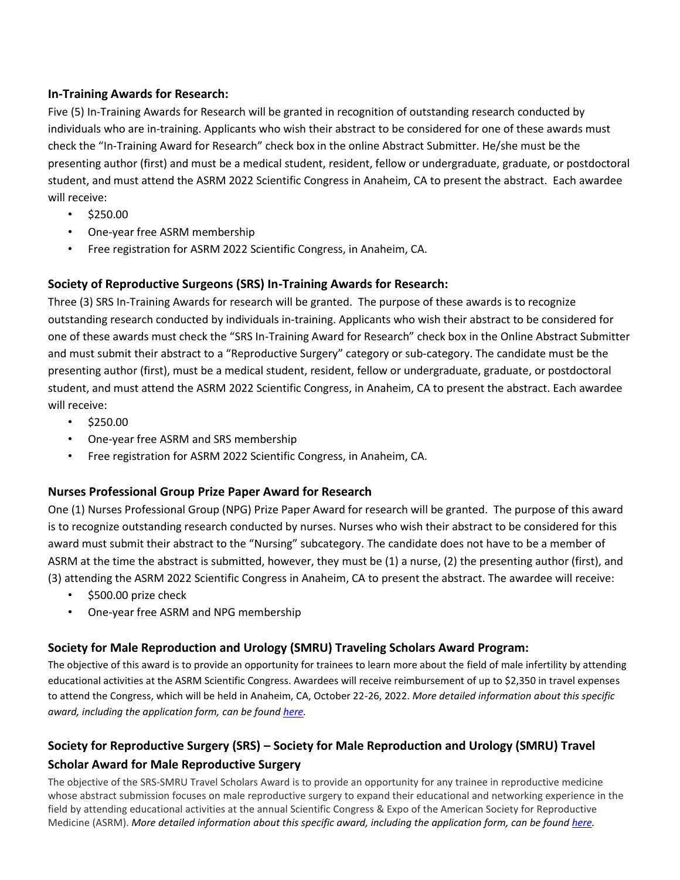### In-Training Awards for Research:

Five (5) In-Training Awards for Research will be granted in recognition of outstanding research conducted by individuals who are in-training. Applicants who wish their abstract to be considered for one of these awards must check the "In-Training Award for Research" check box in the online Abstract Submitter. He/she must be the presenting author (first) and must be a medical student, resident, fellow or undergraduate, graduate, or postdoctoral student, and must attend the ASRM 2022 Scientific Congress in Anaheim, CA to present the abstract. Each awardee will receive:

- $250.00
- One-year free ASRM membership
- Free registration for ASRM 2022 Scientific Congress, in Anaheim, CA.

### Society of Reproductive Surgeons (SRS) In-Training Awards for Research:

Three (3) SRS In-Training Awards for research will be granted. The purpose of these awards is to recognize outstanding research conducted by individuals in-training. Applicants who wish their abstract to be considered for one of these awards must check the "SRS In-Training Award for Research" check box in the Online Abstract Submitter and must submit their abstract to a "Reproductive Surgery" category or sub-category. The candidate must be the presenting author (first), must be a medical student, resident, fellow or undergraduate, graduate, or postdoctoral student, and must attend the ASRM 2022 Scientific Congress, in Anaheim, CA to present the abstract. Each awardee will receive:

- $250.00
- One-year free ASRM and SRS membership
- Free registration for ASRM 2022 Scientific Congress, in Anaheim, CA.

### Nurses Professional Group Prize Paper Award for Research

One (1) Nurses Professional Group (NPG) Prize Paper Award for research will be granted. The purpose of this award is to recognize outstanding research conducted by nurses. Nurses who wish their abstract to be considered for this award must submit their abstract to the "Nursing" subcategory. The candidate does not have to be a member of ASRM at the time the abstract is submitted, however, they must be (1) a nurse, (2) the presenting author (first), and (3) attending the ASRM 2022 Scientific Congress in Anaheim, CA to present the abstract. The awardee will receive:

- $500.00 prize check
- One-year free ASRM and NPG membership

### Society for Male Reproduction and Urology (SMRU) Traveling Scholars Award Program:

The objective of this award is to provide an opportunity for trainees to learn more about the field of male infertility by attending educational activities at the ASRM Scientific Congress. Awardees will receive reimbursement of up to $2,350 in travel expenses to attend the Congress, which will be held in Anaheim, CA, October 22-26, 2022. *More detailed information about this specific award, including the application form, can be found here.*

### Society for Reproductive Surgery (SRS) – Society for Male Reproduction and Urology (SMRU) Travel Scholar Award for Male Reproductive Surgery

The objective of the SRS-SMRU Travel Scholars Award is to provide an opportunity for any trainee in reproductive medicine whose abstract submission focuses on male reproductive surgery to expand their educational and networking experience in the field by attending educational activities at the annual Scientific Congress & Expo of the American Society for Reproductive Medicine (ASRM). *More detailed information about this specific award, including the application form, can be found here.*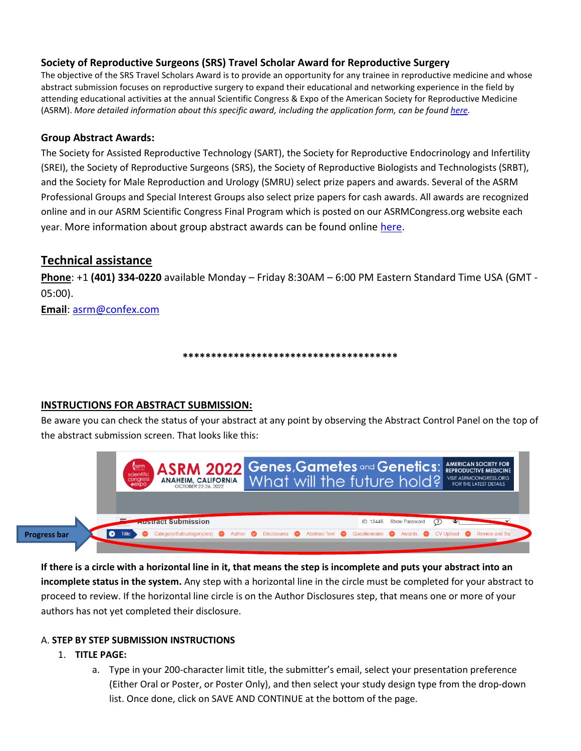### Society of Reproductive Surgeons (SRS) Travel Scholar Award for Reproductive Surgery

The objective of the SRS Travel Scholars Award is to provide an opportunity for any trainee in reproductive medicine and whose abstract submission focuses on reproductive surgery to expand their educational and networking experience in the field by attending educational activities at the annual Scientific Congress & Expo of the American Society for Reproductive Medicine (ASRM). *More detailed information about this specific award, including the application form, can be found [here](#).*

### Group Abstract Awards:

The Society for Assisted Reproductive Technology (SART), the Society for Reproductive Endocrinology and Infertility (SREI), the Society of Reproductive Surgeons (SRS), the Society of Reproductive Biologists and Technologists (SRBT), and the Society for Male Reproduction and Urology (SMRU) select prize papers and awards. Several of the ASRM Professional Groups and Special Interest Groups also select prize papers for cash awards. All awards are recognized online and in our ASRM Scientific Congress Final Program which is posted on our ASRMCongress.org website each year. More information about group abstract awards can be found online [here](#).

## Technical assistance

**Phone**: +1 **(401) 334-0220** available Monday – Friday 8:30AM – 6:00 PM Eastern Standard Time USA (GMT -05:00).

**Email**: asrm@confex.com

**************************************

### INSTRUCTIONS FOR ABSTRACT SUBMISSION:

Be aware you can check the status of your abstract at any point by observing the Abstract Control Panel on the top of the abstract submission screen. That looks like this:

**If there is a circle with a horizontal line in it, that means the step is incomplete and puts your abstract into an incomplete status in the system.** Any step with a horizontal line in the circle must be completed for your abstract to proceed to review. If the horizontal line circle is on the Author Disclosures step, that means one or more of your authors has not yet completed their disclosure.

A. **STEP BY STEP SUBMISSION INSTRUCTIONS**

1. **TITLE PAGE:**
   a. Type in your 200-character limit title, the submitter's email, select your presentation preference (Either Oral or Poster, or Poster Only), and then select your study design type from the drop-down list. Once done, click on SAVE AND CONTINUE at the bottom of the page.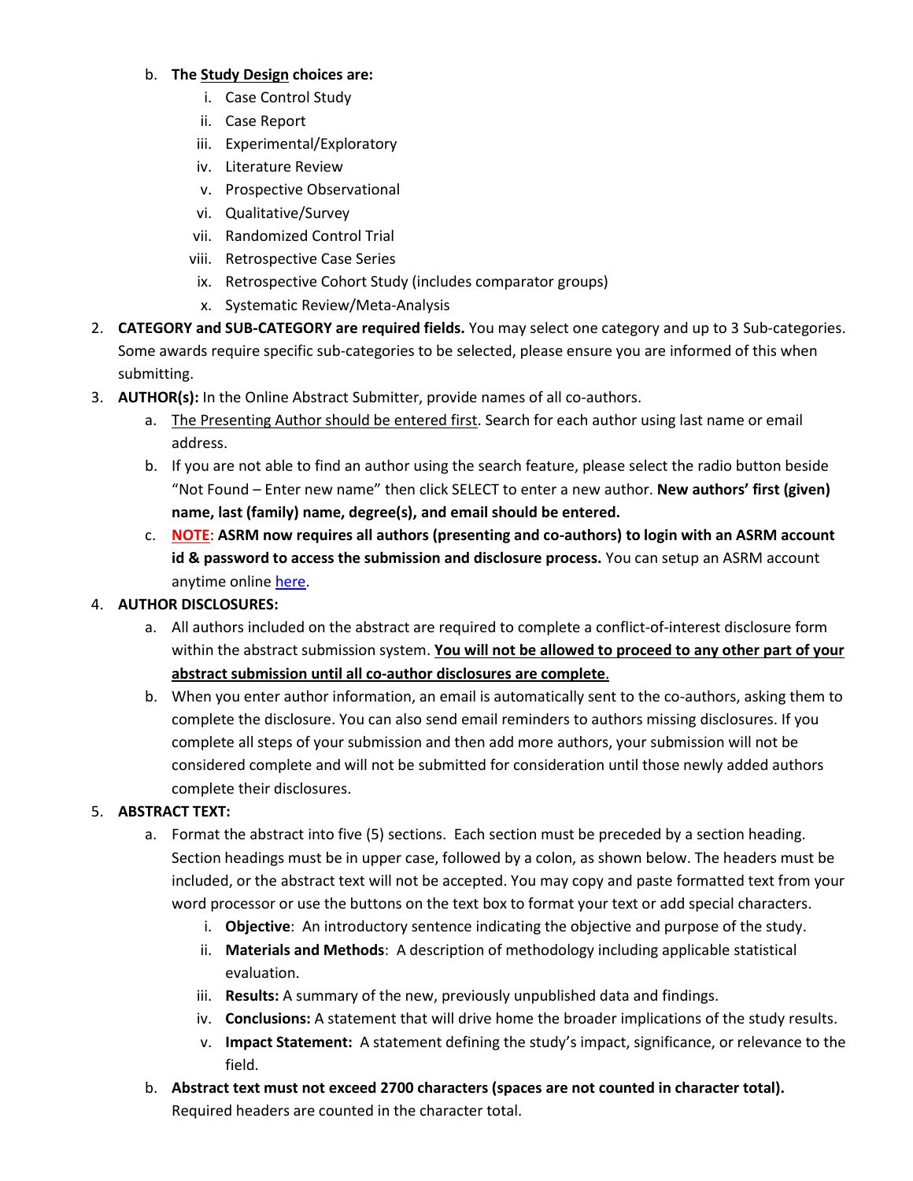b. **The <u>Study Design</u> choices are:**
      i. Case Control Study
      ii. Case Report
      iii. Experimental/Exploratory
      iv. Literature Review
      v. Prospective Observational
      vi. Qualitative/Survey
      vii. Randomized Control Trial
      viii. Retrospective Case Series
      ix. Retrospective Cohort Study (includes comparator groups)
      x. Systematic Review/Meta-Analysis

2. **CATEGORY and SUB-CATEGORY are required fields.** You may select one category and up to 3 Sub-categories. Some awards require specific sub-categories to be selected, please ensure you are informed of this when submitting.

3. **AUTHOR(s):** In the Online Abstract Submitter, provide names of all co-authors.
   a. <u>The Presenting Author should be entered first</u>. Search for each author using last name or email address.
   b. If you are not able to find an author using the search feature, please select the radio button beside "Not Found – Enter new name" then click SELECT to enter a new author. **New authors' first (given) name, last (family) name, degree(s), and email should be entered.**
   c. <u>NOTE</u>: **ASRM now requires all authors (presenting and co-authors) to login with an ASRM account id & password to access the submission and disclosure process.** You can setup an ASRM account anytime online [here](here).

4. **AUTHOR DISCLOSURES:**
   a. All authors included on the abstract are required to complete a conflict-of-interest disclosure form within the abstract submission system. **<u>You will not be allowed to proceed to any other part of your abstract submission until all co-author disclosures are complete</u>.**
   b. When you enter author information, an email is automatically sent to the co-authors, asking them to complete the disclosure. You can also send email reminders to authors missing disclosures. If you complete all steps of your submission and then add more authors, your submission will not be considered complete and will not be submitted for consideration until those newly added authors complete their disclosures.

5. **ABSTRACT TEXT:**
   a. Format the abstract into five (5) sections. Each section must be preceded by a section heading. Section headings must be in upper case, followed by a colon, as shown below. The headers must be included, or the abstract text will not be accepted. You may copy and paste formatted text from your word processor or use the buttons on the text box to format your text or add special characters.
      i. **Objective**: An introductory sentence indicating the objective and purpose of the study.
      ii. **Materials and Methods**: A description of methodology including applicable statistical evaluation.
      iii. **Results:** A summary of the new, previously unpublished data and findings.
      iv. **Conclusions:** A statement that will drive home the broader implications of the study results.
      v. **Impact Statement:** A statement defining the study's impact, significance, or relevance to the field.
   b. **Abstract text must not exceed 2700 characters (spaces are not counted in character total).** Required headers are counted in the character total.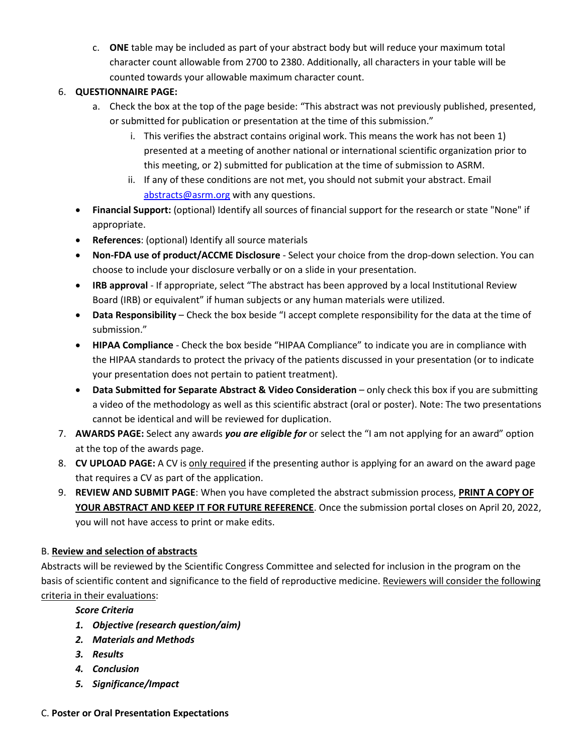c. **ONE** table may be included as part of your abstract body but will reduce your maximum total character count allowable from 2700 to 2380. Additionally, all characters in your table will be counted towards your allowable maximum character count.

6. **QUESTIONNAIRE PAGE:**
   a. Check the box at the top of the page beside: "This abstract was not previously published, presented, or submitted for publication or presentation at the time of this submission."
      i. This verifies the abstract contains original work. This means the work has not been 1) presented at a meeting of another national or international scientific organization prior to this meeting, or 2) submitted for publication at the time of submission to ASRM.
      ii. If any of these conditions are not met, you should not submit your abstract. Email abstracts@asrm.org with any questions.
   - **Financial Support:** (optional) Identify all sources of financial support for the research or state "None" if appropriate.
   - **References**: (optional) Identify all source materials
   - **Non-FDA use of product/ACCME Disclosure** - Select your choice from the drop-down selection. You can choose to include your disclosure verbally or on a slide in your presentation.
   - **IRB approval** - If appropriate, select "The abstract has been approved by a local Institutional Review Board (IRB) or equivalent" if human subjects or any human materials were utilized.
   - **Data Responsibility** – Check the box beside "I accept complete responsibility for the data at the time of submission."
   - **HIPAA Compliance** - Check the box beside "HIPAA Compliance" to indicate you are in compliance with the HIPAA standards to protect the privacy of the patients discussed in your presentation (or to indicate your presentation does not pertain to patient treatment).
   - **Data Submitted for Separate Abstract & Video Consideration** – only check this box if you are submitting a video of the methodology as well as this scientific abstract (oral or poster). Note: The two presentations cannot be identical and will be reviewed for duplication.
7. **AWARDS PAGE:** Select any awards ***you are eligible for*** or select the "I am not applying for an award" option at the top of the awards page.
8. **CV UPLOAD PAGE:** A CV is only required if the presenting author is applying for an award on the award page that requires a CV as part of the application.
9. **REVIEW AND SUBMIT PAGE**: When you have completed the abstract submission process, **PRINT A COPY OF YOUR ABSTRACT AND KEEP IT FOR FUTURE REFERENCE**. Once the submission portal closes on April 20, 2022, you will not have access to print or make edits.

B. **Review and selection of abstracts**

Abstracts will be reviewed by the Scientific Congress Committee and selected for inclusion in the program on the basis of scientific content and significance to the field of reproductive medicine. Reviewers will consider the following criteria in their evaluations:

***Score Criteria***

1. ***Objective (research question/aim)***
2. ***Materials and Methods***
3. ***Results***
4. ***Conclusion***
5. ***Significance/Impact***

C. **Poster or Oral Presentation Expectations**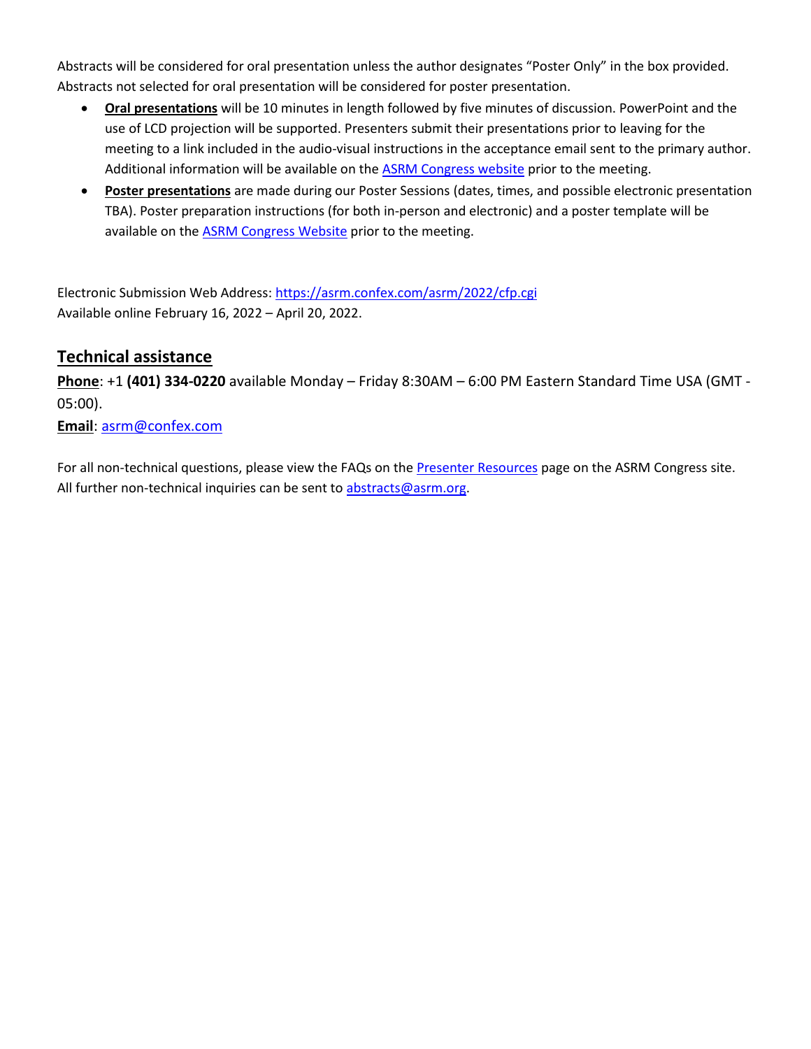Abstracts will be considered for oral presentation unless the author designates "Poster Only" in the box provided. Abstracts not selected for oral presentation will be considered for poster presentation.

- **Oral presentations** will be 10 minutes in length followed by five minutes of discussion. PowerPoint and the use of LCD projection will be supported. Presenters submit their presentations prior to leaving for the meeting to a link included in the audio-visual instructions in the acceptance email sent to the primary author. Additional information will be available on the ASRM Congress website prior to the meeting.
- **Poster presentations** are made during our Poster Sessions (dates, times, and possible electronic presentation TBA). Poster preparation instructions (for both in-person and electronic) and a poster template will be available on the ASRM Congress Website prior to the meeting.

Electronic Submission Web Address: https://asrm.confex.com/asrm/2022/cfp.cgi
Available online February 16, 2022 – April 20, 2022.

## Technical assistance

**Phone**: +1 **(401) 334-0220** available Monday – Friday 8:30AM – 6:00 PM Eastern Standard Time USA (GMT -05:00).

**Email**: asrm@confex.com

For all non-technical questions, please view the FAQs on the Presenter Resources page on the ASRM Congress site. All further non-technical inquiries can be sent to abstracts@asrm.org.